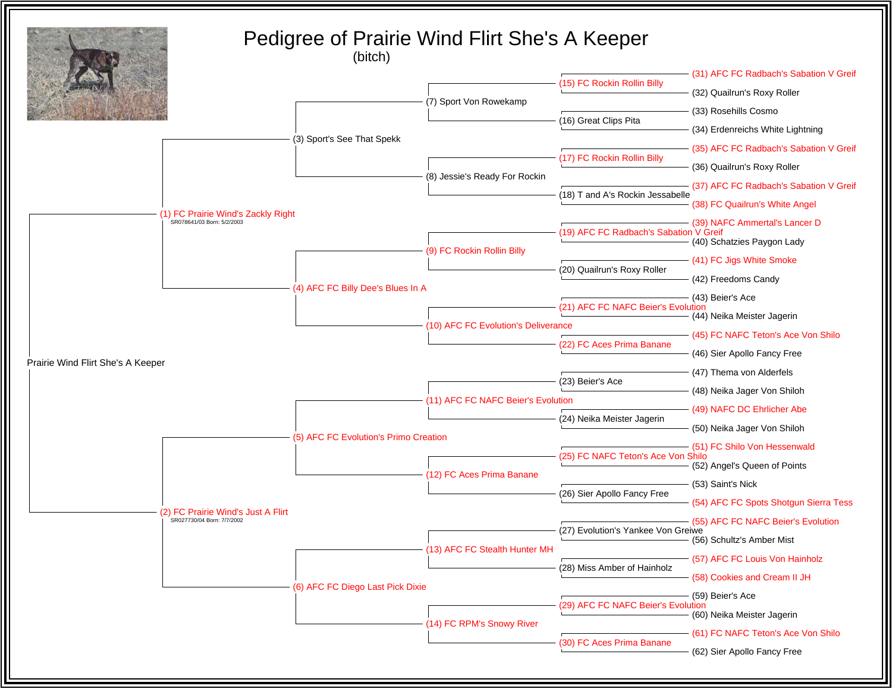# Pedigree of Prairie Wind Flirt She's A Keeper

(bitch)

Prairie Wind Flirt She's A Keeper

- (1) FC Prairie Wind's Zackly Right
  SR078641/03 Born: 5/2/2003
  - (3) Sport's See That Spekk
    - (7) Sport Von Rowekamp
      - (15) FC Rockin Rollin Billy
        - (31) AFC FC Radbach's Sabation V Greif
        - (32) Quailrun's Roxy Roller
      - (16) Great Clips Pita
        - (33) Rosehills Cosmo
        - (34) Erdenreichs White Lightning
    - (8) Jessie's Ready For Rockin
      - (17) FC Rockin Rollin Billy
        - (35) AFC FC Radbach's Sabation V Greif
        - (36) Quailrun's Roxy Roller
      - (18) T and A's Rockin Jessabelle
        - (37) AFC FC Radbach's Sabation V Greif
        - (38) FC Quailrun's White Angel
  - (4) AFC FC Billy Dee's Blues In A
    - (9) FC Rockin Rollin Billy
      - (19) AFC FC Radbach's Sabation V Greif
        - (39) NAFC Ammertal's Lancer D
        - (40) Schatzies Paygon Lady
      - (20) Quailrun's Roxy Roller
        - (41) FC Jigs White Smoke
        - (42) Freedoms Candy
    - (10) AFC FC Evolution's Deliverance
      - (21) AFC FC NAFC Beier's Evolution
        - (43) Beier's Ace
        - (44) Neika Meister Jagerin
      - (22) FC Aces Prima Banane
        - (45) FC NAFC Teton's Ace Von Shilo
        - (46) Sier Apollo Fancy Free
- (2) FC Prairie Wind's Just A Flirt
  SR027730/04 Born: 7/7/2002
  - (5) AFC FC Evolution's Primo Creation
    - (11) AFC FC NAFC Beier's Evolution
      - (23) Beier's Ace
        - (47) Thema von Alderfels
        - (48) Neika Jager Von Shiloh
      - (24) Neika Meister Jagerin
        - (49) NAFC DC Ehrlicher Abe
        - (50) Neika Jager Von Shiloh
    - (12) FC Aces Prima Banane
      - (25) FC NAFC Teton's Ace Von Shilo
        - (51) FC Shilo Von Hessenwald
        - (52) Angel's Queen of Points
      - (26) Sier Apollo Fancy Free
        - (53) Saint's Nick
        - (54) AFC FC Spots Shotgun Sierra Tess
  - (6) AFC FC Diego Last Pick Dixie
    - (13) AFC FC Stealth Hunter MH
      - (27) Evolution's Yankee Von Greiwe
        - (55) AFC FC NAFC Beier's Evolution
        - (56) Schultz's Amber Mist
      - (28) Miss Amber of Hainholz
        - (57) AFC FC Louis Von Hainholz
        - (58) Cookies and Cream II JH
    - (14) FC RPM's Snowy River
      - (29) AFC FC NAFC Beier's Evolution
        - (59) Beier's Ace
        - (60) Neika Meister Jagerin
      - (30) FC Aces Prima Banane
        - (61) FC NAFC Teton's Ace Von Shilo
        - (62) Sier Apollo Fancy Free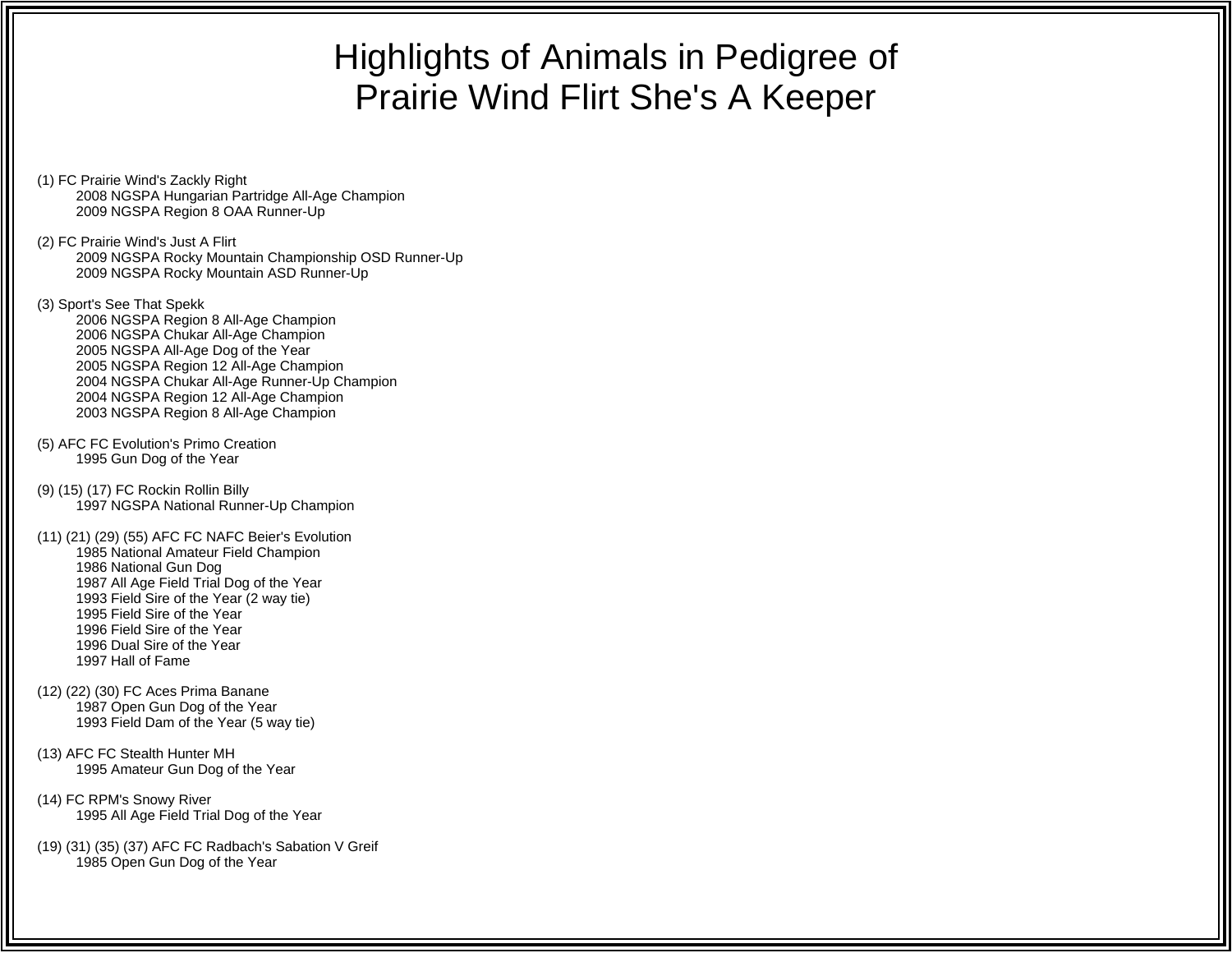# Highlights of Animals in Pedigree of Prairie Wind Flirt She's A Keeper

(1) FC Prairie Wind's Zackly Right
- 2008 NGSPA Hungarian Partridge All-Age Champion
- 2009 NGSPA Region 8 OAA Runner-Up

(2) FC Prairie Wind's Just A Flirt
- 2009 NGSPA Rocky Mountain Championship OSD Runner-Up
- 2009 NGSPA Rocky Mountain ASD Runner-Up

(3) Sport's See That Spekk
- 2006 NGSPA Region 8 All-Age Champion
- 2006 NGSPA Chukar All-Age Champion
- 2005 NGSPA All-Age Dog of the Year
- 2005 NGSPA Region 12 All-Age Champion
- 2004 NGSPA Chukar All-Age Runner-Up Champion
- 2004 NGSPA Region 12 All-Age Champion
- 2003 NGSPA Region 8 All-Age Champion

(5) AFC FC Evolution's Primo Creation
- 1995 Gun Dog of the Year

(9) (15) (17) FC Rockin Rollin Billy
- 1997 NGSPA National Runner-Up Champion

(11) (21) (29) (55) AFC FC NAFC Beier's Evolution
- 1985 National Amateur Field Champion
- 1986 National Gun Dog
- 1987 All Age Field Trial Dog of the Year
- 1993 Field Sire of the Year (2 way tie)
- 1995 Field Sire of the Year
- 1996 Field Sire of the Year
- 1996 Dual Sire of the Year
- 1997 Hall of Fame

(12) (22) (30) FC Aces Prima Banane
- 1987 Open Gun Dog of the Year
- 1993 Field Dam of the Year (5 way tie)

(13) AFC FC Stealth Hunter MH
- 1995 Amateur Gun Dog of the Year

(14) FC RPM's Snowy River
- 1995 All Age Field Trial Dog of the Year

(19) (31) (35) (37) AFC FC Radbach's Sabation V Greif
- 1985 Open Gun Dog of the Year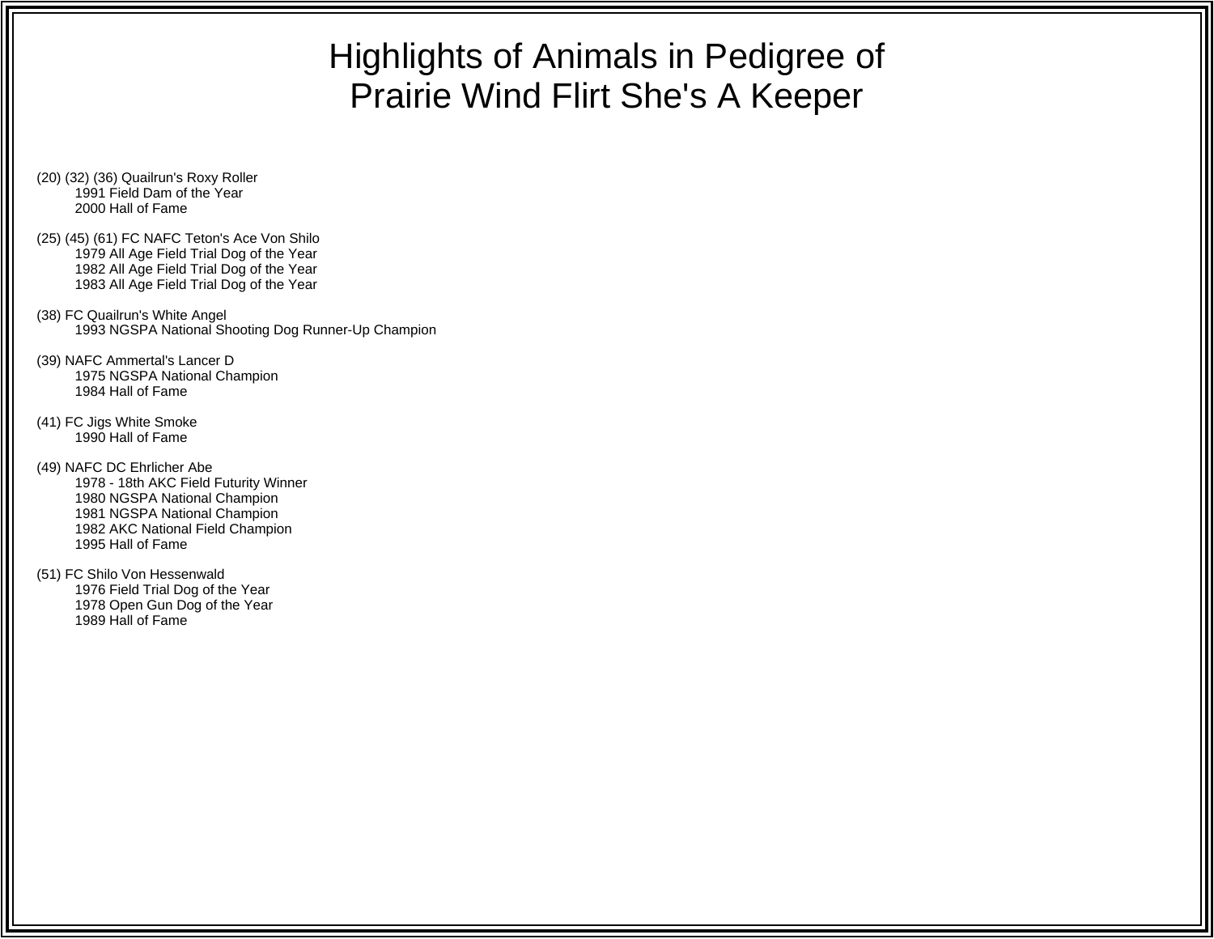# Highlights of Animals in Pedigree of Prairie Wind Flirt She's A Keeper

(20) (32) (36) Quailrun's Roxy Roller
- 1991 Field Dam of the Year
- 2000 Hall of Fame

(25) (45) (61) FC NAFC Teton's Ace Von Shilo
- 1979 All Age Field Trial Dog of the Year
- 1982 All Age Field Trial Dog of the Year
- 1983 All Age Field Trial Dog of the Year

(38) FC Quailrun's White Angel
- 1993 NGSPA National Shooting Dog Runner-Up Champion

(39) NAFC Ammertal's Lancer D
- 1975 NGSPA National Champion
- 1984 Hall of Fame

(41) FC Jigs White Smoke
- 1990 Hall of Fame

(49) NAFC DC Ehrlicher Abe
- 1978 - 18th AKC Field Futurity Winner
- 1980 NGSPA National Champion
- 1981 NGSPA National Champion
- 1982 AKC National Field Champion
- 1995 Hall of Fame

(51) FC Shilo Von Hessenwald
- 1976 Field Trial Dog of the Year
- 1978 Open Gun Dog of the Year
- 1989 Hall of Fame